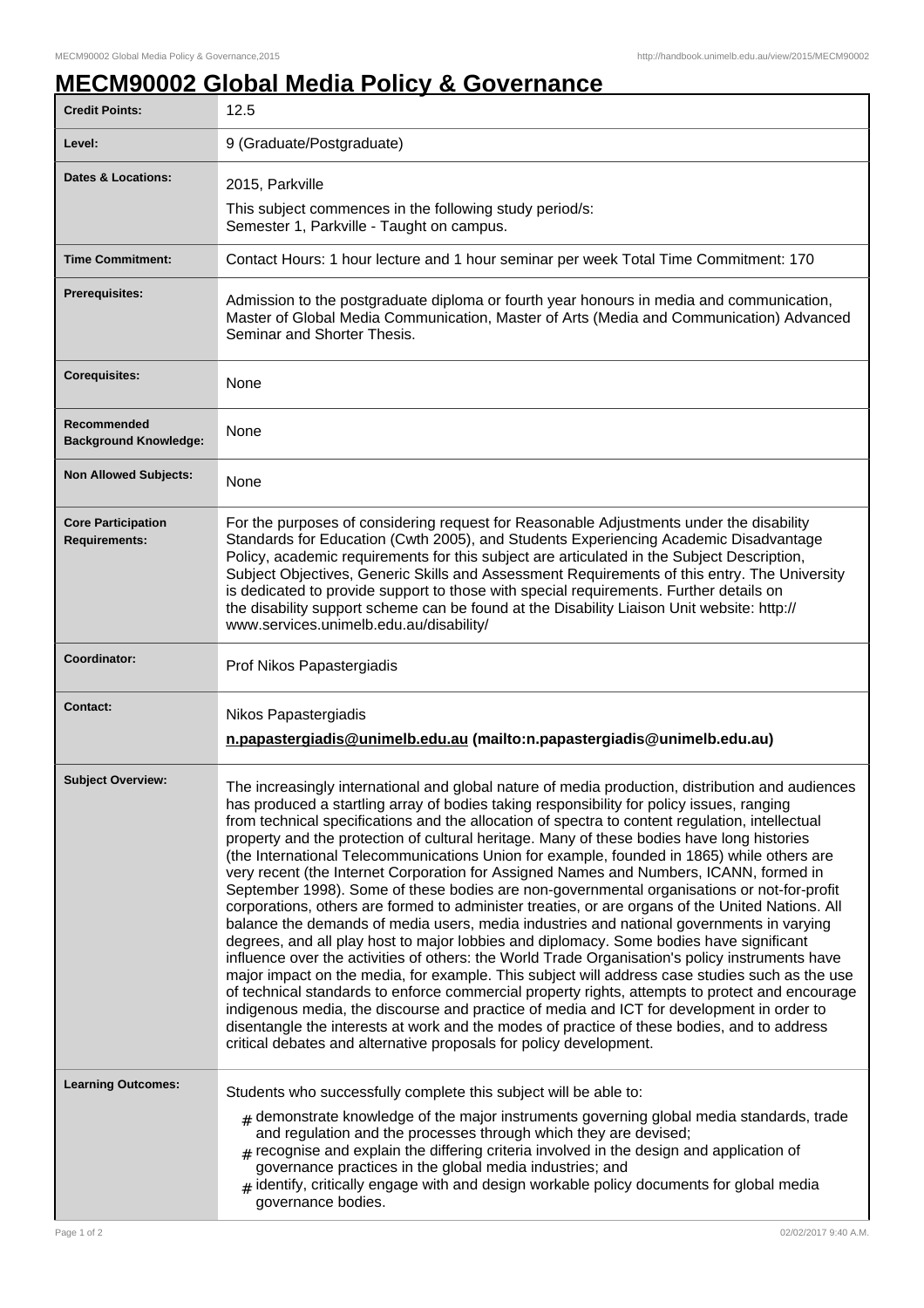# MECM90002 Global Media Policy & Governance

| | |
|---|---|
| **Credit Points:** | 12.5 |
| **Level:** | 9 (Graduate/Postgraduate) |
| **Dates & Locations:** | 2015, Parkville<br>This subject commences in the following study period/s:<br>Semester 1, Parkville - Taught on campus. |
| **Time Commitment:** | Contact Hours: 1 hour lecture and 1 hour seminar per week Total Time Commitment: 170 |
| **Prerequisites:** | Admission to the postgraduate diploma or fourth year honours in media and communication, Master of Global Media Communication, Master of Arts (Media and Communication) Advanced Seminar and Shorter Thesis. |
| **Corequisites:** | None |
| **Recommended Background Knowledge:** | None |
| **Non Allowed Subjects:** | None |
| **Core Participation Requirements:** | For the purposes of considering request for Reasonable Adjustments under the disability Standards for Education (Cwth 2005), and Students Experiencing Academic Disadvantage Policy, academic requirements for this subject are articulated in the Subject Description, Subject Objectives, Generic Skills and Assessment Requirements of this entry. The University is dedicated to provide support to those with special requirements. Further details on the disability support scheme can be found at the Disability Liaison Unit website: http://www.services.unimelb.edu.au/disability/ |
| **Coordinator:** | Prof Nikos Papastergiadis |
| **Contact:** | Nikos Papastergiadis<br>**n.papastergiadis@unimelb.edu.au (mailto:n.papastergiadis@unimelb.edu.au)** |
| **Subject Overview:** | The increasingly international and global nature of media production, distribution and audiences has produced a startling array of bodies taking responsibility for policy issues, ranging from technical specifications and the allocation of spectra to content regulation, intellectual property and the protection of cultural heritage. Many of these bodies have long histories (the International Telecommunications Union for example, founded in 1865) while others are very recent (the Internet Corporation for Assigned Names and Numbers, ICANN, formed in September 1998). Some of these bodies are non-governmental organisations or not-for-profit corporations, others are formed to administer treaties, or are organs of the United Nations. All balance the demands of media users, media industries and national governments in varying degrees, and all play host to major lobbies and diplomacy. Some bodies have significant influence over the activities of others: the World Trade Organisation's policy instruments have major impact on the media, for example. This subject will address case studies such as the use of technical standards to enforce commercial property rights, attempts to protect and encourage indigenous media, the discourse and practice of media and ICT for development in order to disentangle the interests at work and the modes of practice of these bodies, and to address critical debates and alternative proposals for policy development. |
| **Learning Outcomes:** | Students who successfully complete this subject will be able to:<br># demonstrate knowledge of the major instruments governing global media standards, trade and regulation and the processes through which they are devised;<br># recognise and explain the differing criteria involved in the design and application of governance practices in the global media industries; and<br># identify, critically engage with and design workable policy documents for global media governance bodies. |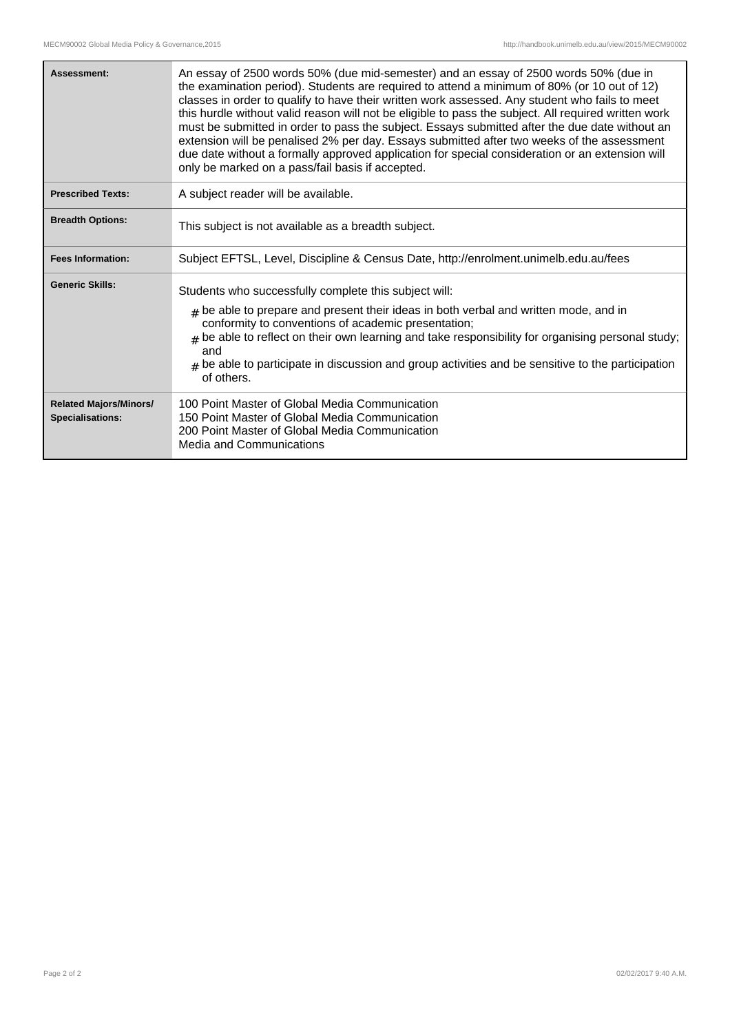| | |
|---|---|
| **Assessment:** | An essay of 2500 words 50% (due mid-semester) and an essay of 2500 words 50% (due in the examination period). Students are required to attend a minimum of 80% (or 10 out of 12) classes in order to qualify to have their written work assessed. Any student who fails to meet this hurdle without valid reason will not be eligible to pass the subject. All required written work must be submitted in order to pass the subject. Essays submitted after the due date without an extension will be penalised 2% per day. Essays submitted after two weeks of the assessment due date without a formally approved application for special consideration or an extension will only be marked on a pass/fail basis if accepted. |
| **Prescribed Texts:** | A subject reader will be available. |
| **Breadth Options:** | This subject is not available as a breadth subject. |
| **Fees Information:** | Subject EFTSL, Level, Discipline & Census Date, http://enrolment.unimelb.edu.au/fees |
| **Generic Skills:** | Students who successfully complete this subject will:<br># be able to prepare and present their ideas in both verbal and written mode, and in conformity to conventions of academic presentation;<br># be able to reflect on their own learning and take responsibility for organising personal study; and<br># be able to participate in discussion and group activities and be sensitive to the participation of others. |
| **Related Majors/Minors/ Specialisations:** | 100 Point Master of Global Media Communication<br>150 Point Master of Global Media Communication<br>200 Point Master of Global Media Communication<br>Media and Communications |